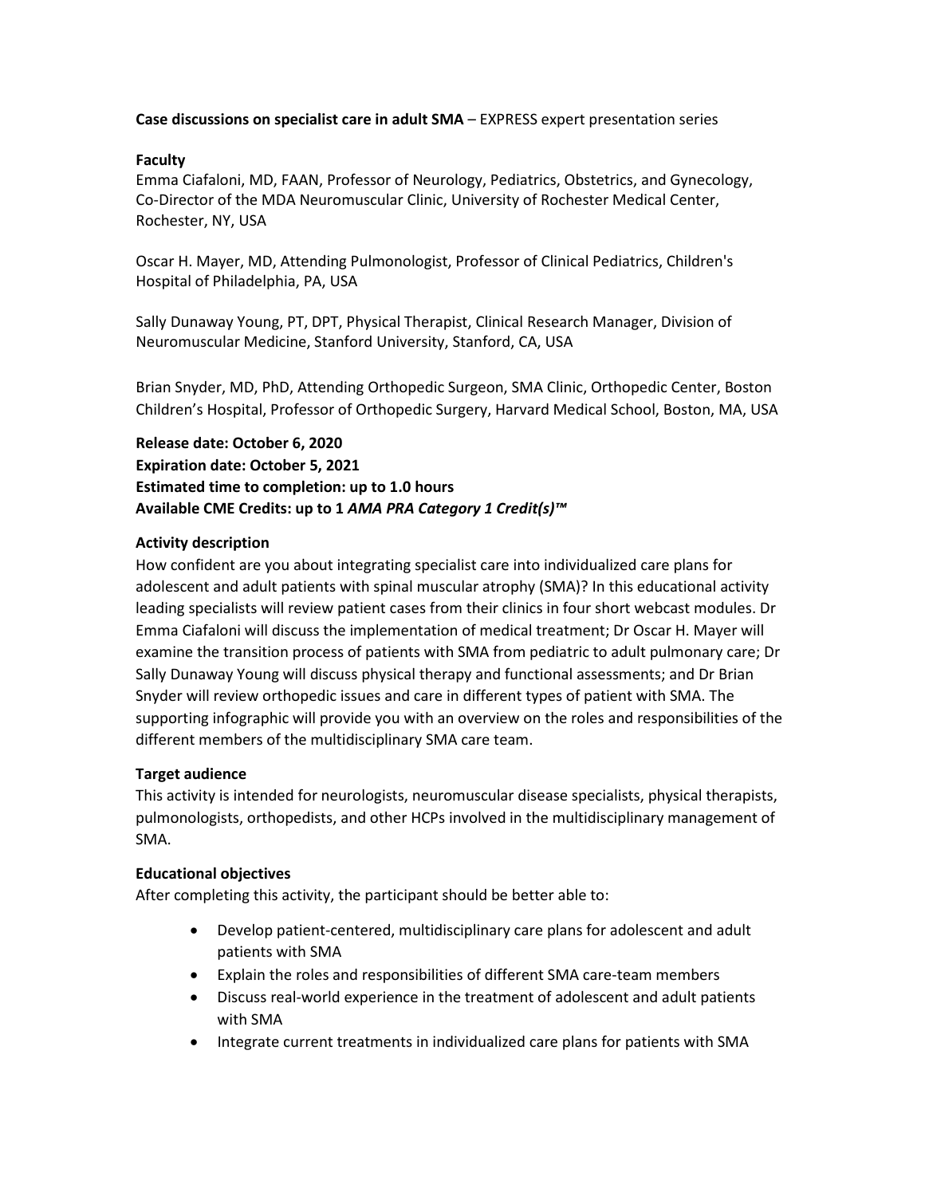**Case discussions on specialist care in adult SMA** – EXPRESS expert presentation series

**Faculty**

Emma Ciafaloni, MD, FAAN, Professor of Neurology, Pediatrics, Obstetrics, and Gynecology, Co-Director of the MDA Neuromuscular Clinic, University of Rochester Medical Center, Rochester, NY, USA

Oscar H. Mayer, MD, Attending Pulmonologist, Professor of Clinical Pediatrics, Children's Hospital of Philadelphia, PA, USA

Sally Dunaway Young, PT, DPT, Physical Therapist, Clinical Research Manager, Division of Neuromuscular Medicine, Stanford University, Stanford, CA, USA

Brian Snyder, MD, PhD, Attending Orthopedic Surgeon, SMA Clinic, Orthopedic Center, Boston Children's Hospital, Professor of Orthopedic Surgery, Harvard Medical School, Boston, MA, USA

**Release date: October 6, 2020**
**Expiration date: October 5, 2021**
**Estimated time to completion: up to 1.0 hours**
**Available CME Credits: up to 1 *AMA PRA Category 1 Credit(s)™***

**Activity description**

How confident are you about integrating specialist care into individualized care plans for adolescent and adult patients with spinal muscular atrophy (SMA)? In this educational activity leading specialists will review patient cases from their clinics in four short webcast modules. Dr Emma Ciafaloni will discuss the implementation of medical treatment; Dr Oscar H. Mayer will examine the transition process of patients with SMA from pediatric to adult pulmonary care; Dr Sally Dunaway Young will discuss physical therapy and functional assessments; and Dr Brian Snyder will review orthopedic issues and care in different types of patient with SMA. The supporting infographic will provide you with an overview on the roles and responsibilities of the different members of the multidisciplinary SMA care team.

**Target audience**

This activity is intended for neurologists, neuromuscular disease specialists, physical therapists, pulmonologists, orthopedists, and other HCPs involved in the multidisciplinary management of SMA.

**Educational objectives**

After completing this activity, the participant should be better able to:

- Develop patient-centered, multidisciplinary care plans for adolescent and adult patients with SMA
- Explain the roles and responsibilities of different SMA care-team members
- Discuss real-world experience in the treatment of adolescent and adult patients with SMA
- Integrate current treatments in individualized care plans for patients with SMA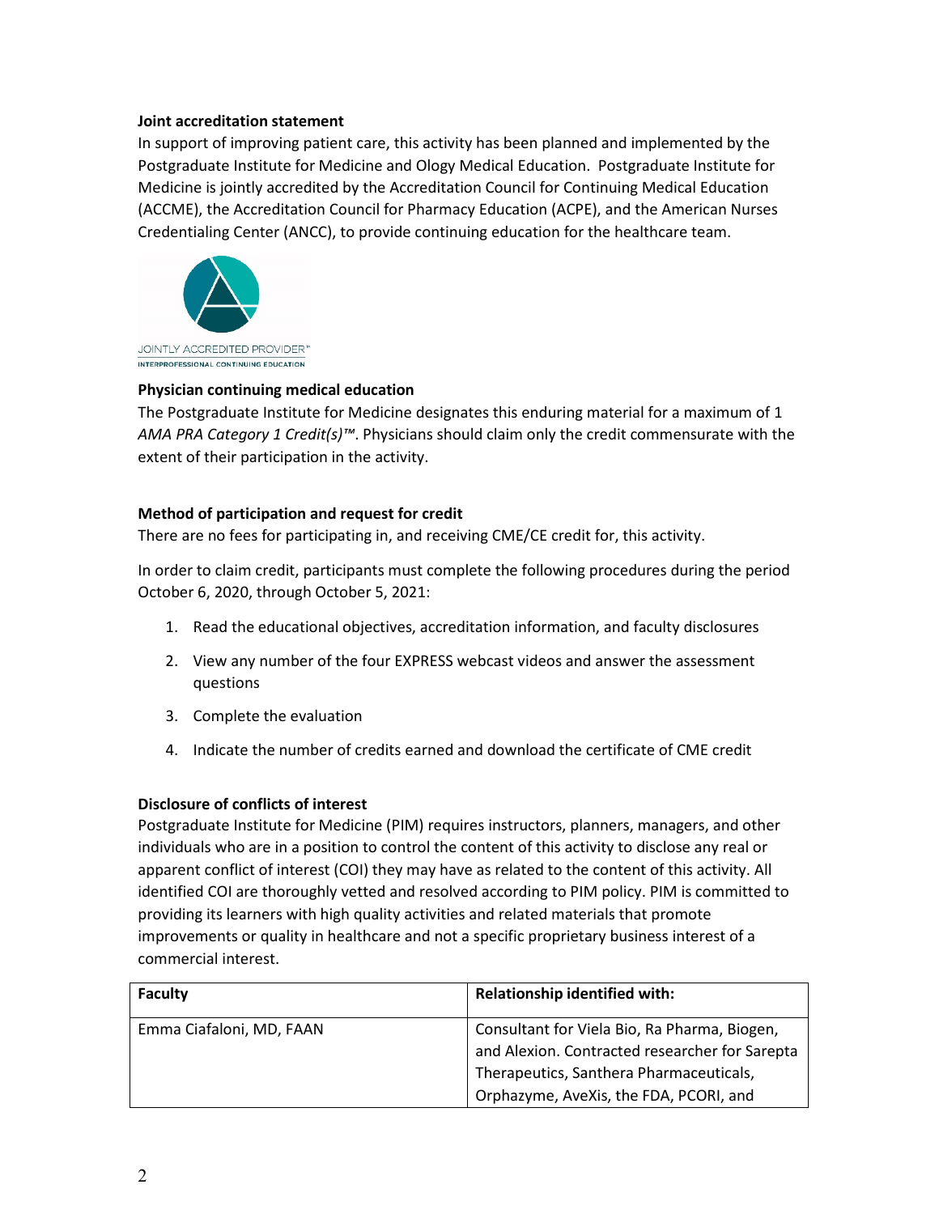**Joint accreditation statement**

In support of improving patient care, this activity has been planned and implemented by the Postgraduate Institute for Medicine and Ology Medical Education. Postgraduate Institute for Medicine is jointly accredited by the Accreditation Council for Continuing Medical Education (ACCME), the Accreditation Council for Pharmacy Education (ACPE), and the American Nurses Credentialing Center (ANCC), to provide continuing education for the healthcare team.

JOINTLY ACCREDITED PROVIDER™
INTERPROFESSIONAL CONTINUING EDUCATION

**Physician continuing medical education**

The Postgraduate Institute for Medicine designates this enduring material for a maximum of 1 *AMA PRA Category 1 Credit(s)™*. Physicians should claim only the credit commensurate with the extent of their participation in the activity.

**Method of participation and request for credit**

There are no fees for participating in, and receiving CME/CE credit for, this activity.

In order to claim credit, participants must complete the following procedures during the period October 6, 2020, through October 5, 2021:

1. Read the educational objectives, accreditation information, and faculty disclosures
2. View any number of the four EXPRESS webcast videos and answer the assessment questions
3. Complete the evaluation
4. Indicate the number of credits earned and download the certificate of CME credit

**Disclosure of conflicts of interest**

Postgraduate Institute for Medicine (PIM) requires instructors, planners, managers, and other individuals who are in a position to control the content of this activity to disclose any real or apparent conflict of interest (COI) they may have as related to the content of this activity. All identified COI are thoroughly vetted and resolved according to PIM policy. PIM is committed to providing its learners with high quality activities and related materials that promote improvements or quality in healthcare and not a specific proprietary business interest of a commercial interest.

| Faculty | Relationship identified with: |
| --- | --- |
| Emma Ciafaloni, MD, FAAN | Consultant for Viela Bio, Ra Pharma, Biogen, and Alexion. Contracted researcher for Sarepta Therapeutics, Santhera Pharmaceuticals, Orphazyme, AveXis, the FDA, PCORI, and |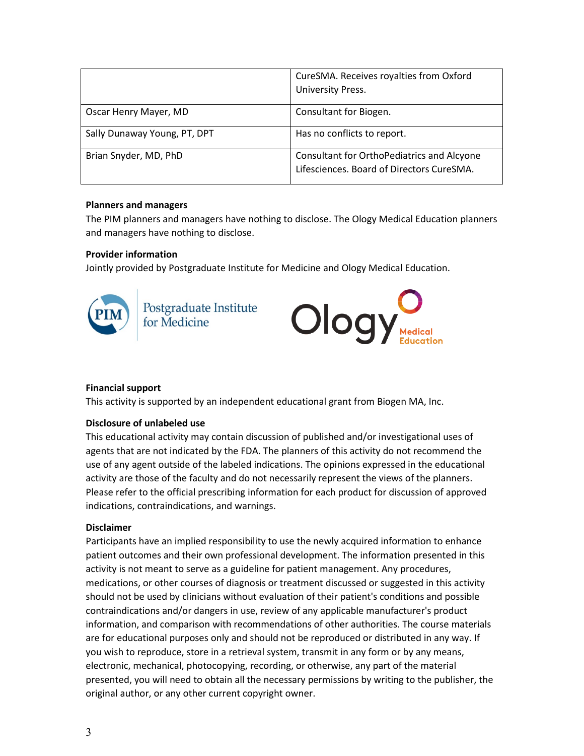| | |
|---|---|
| | CureSMA. Receives royalties from Oxford University Press. |
| Oscar Henry Mayer, MD | Consultant for Biogen. |
| Sally Dunaway Young, PT, DPT | Has no conflicts to report. |
| Brian Snyder, MD, PhD | Consultant for OrthoPediatrics and Alcyone Lifesciences. Board of Directors CureSMA. |

**Planners and managers**

The PIM planners and managers have nothing to disclose. The Ology Medical Education planners and managers have nothing to disclose.

**Provider information**

Jointly provided by Postgraduate Institute for Medicine and Ology Medical Education.

**Financial support**

This activity is supported by an independent educational grant from Biogen MA, Inc.

**Disclosure of unlabeled use**

This educational activity may contain discussion of published and/or investigational uses of agents that are not indicated by the FDA. The planners of this activity do not recommend the use of any agent outside of the labeled indications. The opinions expressed in the educational activity are those of the faculty and do not necessarily represent the views of the planners. Please refer to the official prescribing information for each product for discussion of approved indications, contraindications, and warnings.

**Disclaimer**

Participants have an implied responsibility to use the newly acquired information to enhance patient outcomes and their own professional development. The information presented in this activity is not meant to serve as a guideline for patient management. Any procedures, medications, or other courses of diagnosis or treatment discussed or suggested in this activity should not be used by clinicians without evaluation of their patient's conditions and possible contraindications and/or dangers in use, review of any applicable manufacturer's product information, and comparison with recommendations of other authorities. The course materials are for educational purposes only and should not be reproduced or distributed in any way. If you wish to reproduce, store in a retrieval system, transmit in any form or by any means, electronic, mechanical, photocopying, recording, or otherwise, any part of the material presented, you will need to obtain all the necessary permissions by writing to the publisher, the original author, or any other current copyright owner.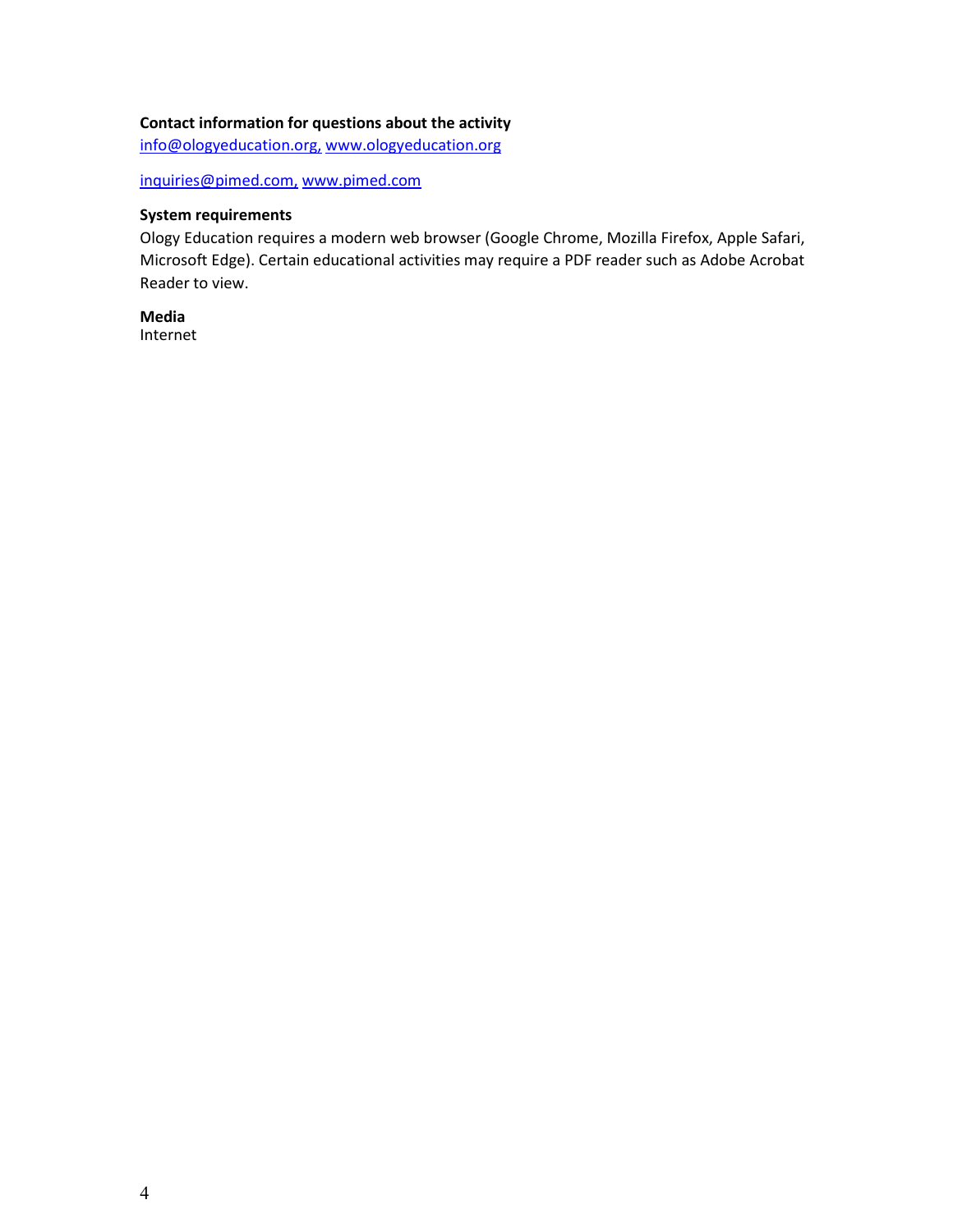**Contact information for questions about the activity**

info@ologyeducation.org, www.ologyeducation.org

inquiries@pimed.com, www.pimed.com

**System requirements**

Ology Education requires a modern web browser (Google Chrome, Mozilla Firefox, Apple Safari, Microsoft Edge). Certain educational activities may require a PDF reader such as Adobe Acrobat Reader to view.

**Media**

Internet